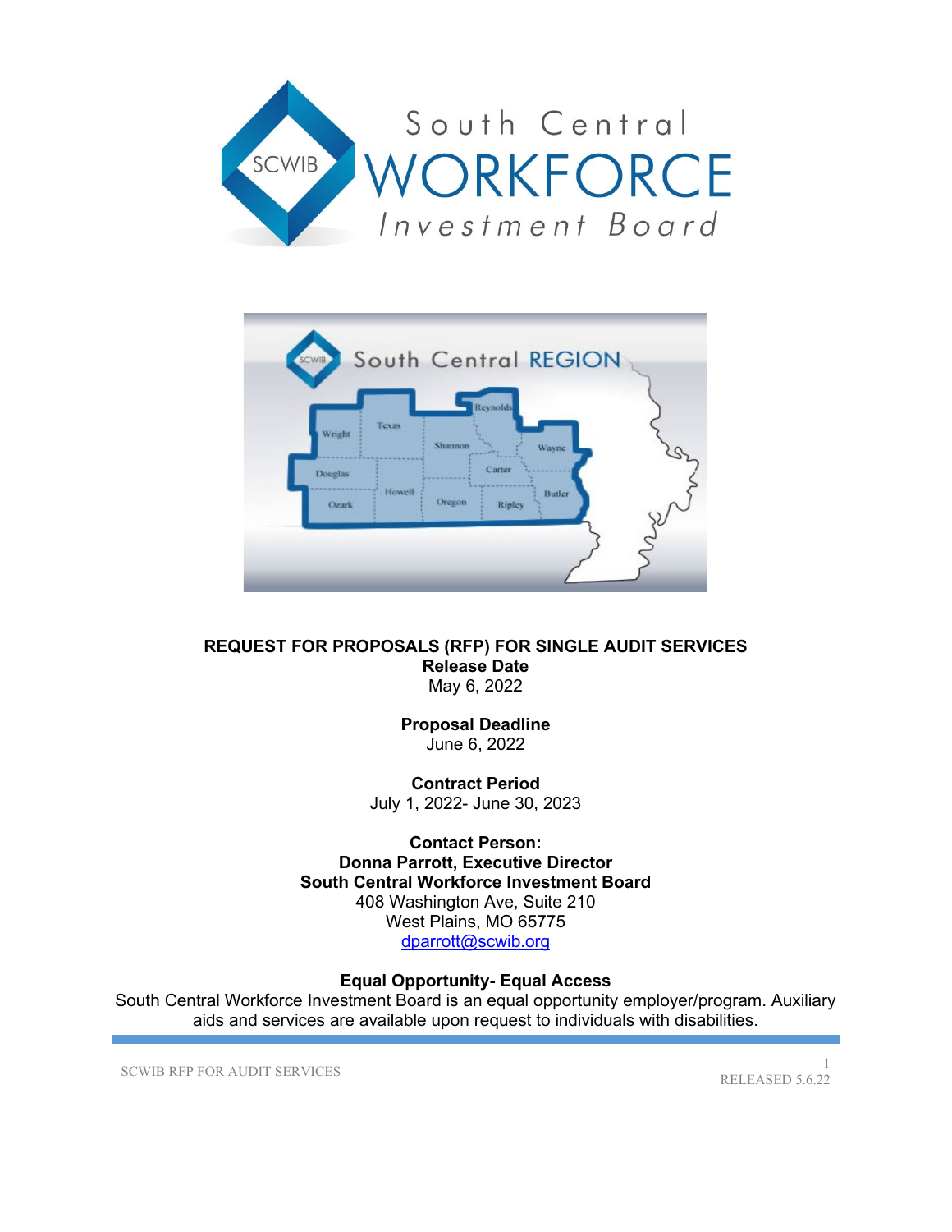South Central
WORKFORCE
Investment Board

**REQUEST FOR PROPOSALS (RFP) FOR SINGLE AUDIT SERVICES**

**Release Date**
May 6, 2022

**Proposal Deadline**
June 6, 2022

**Contract Period**
July 1, 2022- June 30, 2023

**Contact Person:**
**Donna Parrott, Executive Director**
**South Central Workforce Investment Board**
408 Washington Ave, Suite 210
West Plains, MO 65775
dparrott@scwib.org

**Equal Opportunity- Equal Access**
South Central Workforce Investment Board is an equal opportunity employer/program. Auxiliary aids and services are available upon request to individuals with disabilities.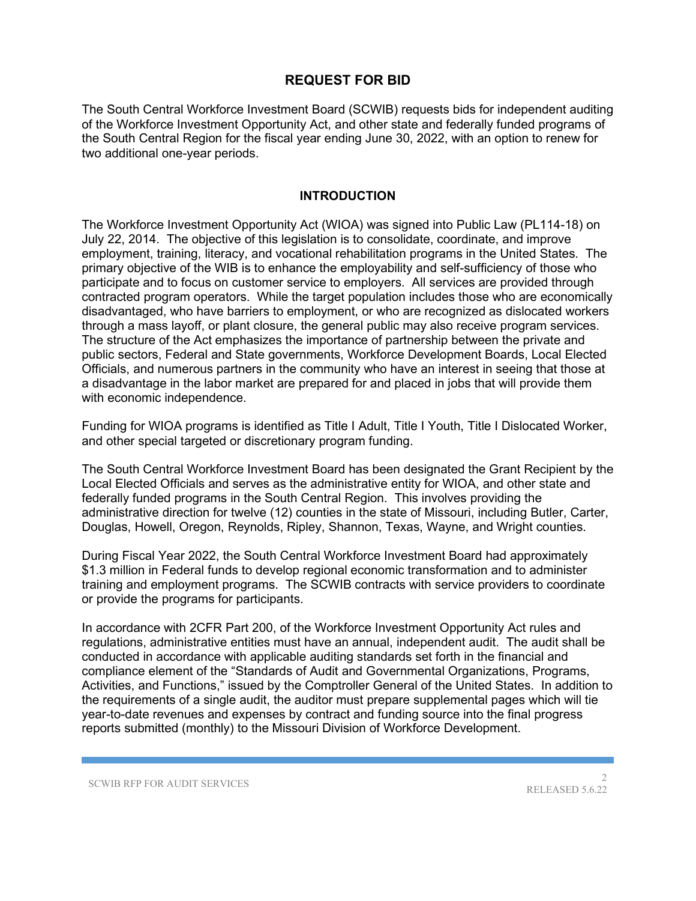## REQUEST FOR BID

The South Central Workforce Investment Board (SCWIB) requests bids for independent auditing of the Workforce Investment Opportunity Act, and other state and federally funded programs of the South Central Region for the fiscal year ending June 30, 2022, with an option to renew for two additional one-year periods.

## INTRODUCTION

The Workforce Investment Opportunity Act (WIOA) was signed into Public Law (PL114-18) on July 22, 2014. The objective of this legislation is to consolidate, coordinate, and improve employment, training, literacy, and vocational rehabilitation programs in the United States. The primary objective of the WIB is to enhance the employability and self-sufficiency of those who participate and to focus on customer service to employers. All services are provided through contracted program operators. While the target population includes those who are economically disadvantaged, who have barriers to employment, or who are recognized as dislocated workers through a mass layoff, or plant closure, the general public may also receive program services. The structure of the Act emphasizes the importance of partnership between the private and public sectors, Federal and State governments, Workforce Development Boards, Local Elected Officials, and numerous partners in the community who have an interest in seeing that those at a disadvantage in the labor market are prepared for and placed in jobs that will provide them with economic independence.

Funding for WIOA programs is identified as Title I Adult, Title I Youth, Title I Dislocated Worker, and other special targeted or discretionary program funding.

The South Central Workforce Investment Board has been designated the Grant Recipient by the Local Elected Officials and serves as the administrative entity for WIOA, and other state and federally funded programs in the South Central Region. This involves providing the administrative direction for twelve (12) counties in the state of Missouri, including Butler, Carter, Douglas, Howell, Oregon, Reynolds, Ripley, Shannon, Texas, Wayne, and Wright counties.

During Fiscal Year 2022, the South Central Workforce Investment Board had approximately $1.3 million in Federal funds to develop regional economic transformation and to administer training and employment programs. The SCWIB contracts with service providers to coordinate or provide the programs for participants.

In accordance with 2CFR Part 200, of the Workforce Investment Opportunity Act rules and regulations, administrative entities must have an annual, independent audit. The audit shall be conducted in accordance with applicable auditing standards set forth in the financial and compliance element of the "Standards of Audit and Governmental Organizations, Programs, Activities, and Functions," issued by the Comptroller General of the United States. In addition to the requirements of a single audit, the auditor must prepare supplemental pages which will tie year-to-date revenues and expenses by contract and funding source into the final progress reports submitted (monthly) to the Missouri Division of Workforce Development.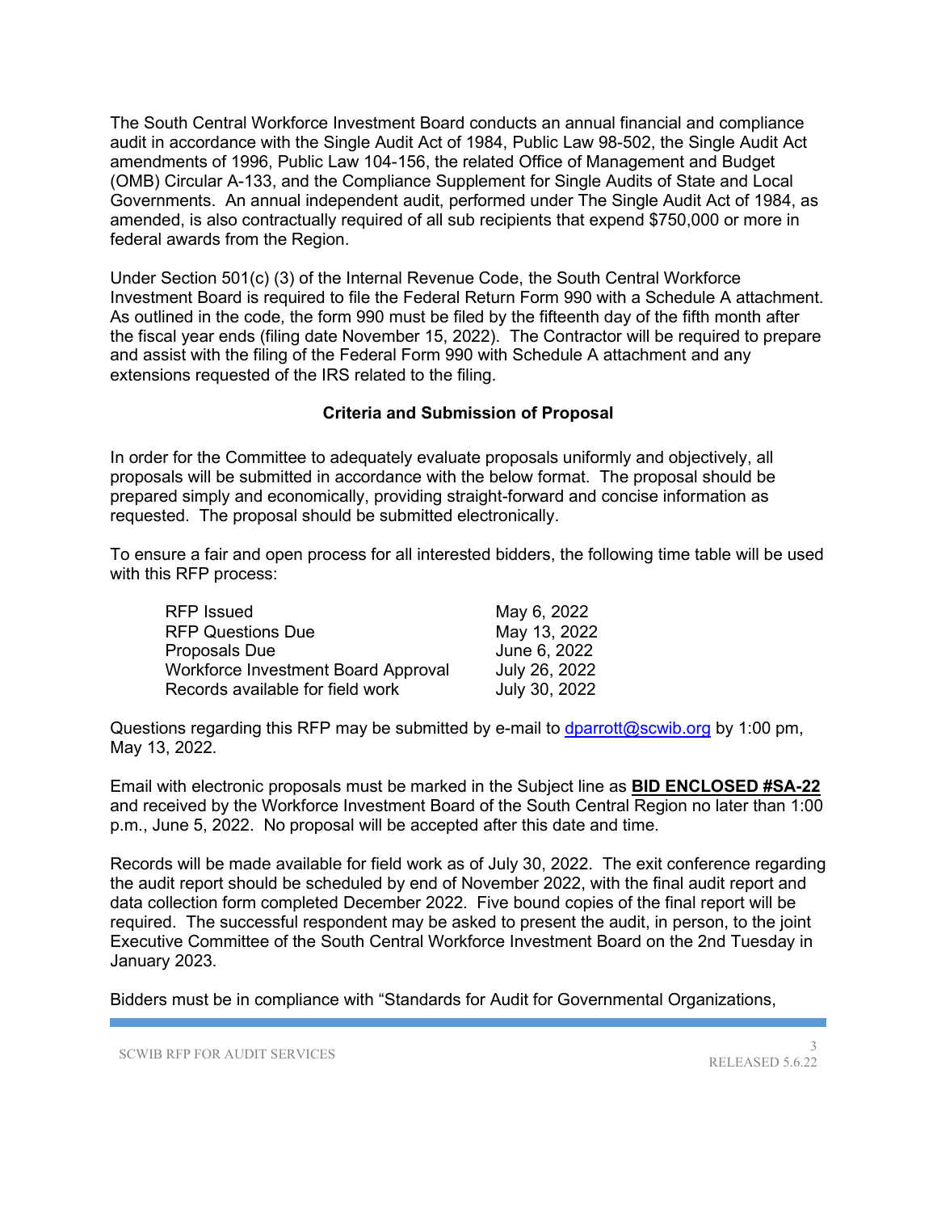The South Central Workforce Investment Board conducts an annual financial and compliance audit in accordance with the Single Audit Act of 1984, Public Law 98-502, the Single Audit Act amendments of 1996, Public Law 104-156, the related Office of Management and Budget (OMB) Circular A-133, and the Compliance Supplement for Single Audits of State and Local Governments. An annual independent audit, performed under The Single Audit Act of 1984, as amended, is also contractually required of all sub recipients that expend $750,000 or more in federal awards from the Region.

Under Section 501(c) (3) of the Internal Revenue Code, the South Central Workforce Investment Board is required to file the Federal Return Form 990 with a Schedule A attachment. As outlined in the code, the form 990 must be filed by the fifteenth day of the fifth month after the fiscal year ends (filing date November 15, 2022). The Contractor will be required to prepare and assist with the filing of the Federal Form 990 with Schedule A attachment and any extensions requested of the IRS related to the filing.

## Criteria and Submission of Proposal

In order for the Committee to adequately evaluate proposals uniformly and objectively, all proposals will be submitted in accordance with the below format. The proposal should be prepared simply and economically, providing straight-forward and concise information as requested. The proposal should be submitted electronically.

To ensure a fair and open process for all interested bidders, the following time table will be used with this RFP process:

| | |
|---|---|
| RFP Issued | May 6, 2022 |
| RFP Questions Due | May 13, 2022 |
| Proposals Due | June 6, 2022 |
| Workforce Investment Board Approval | July 26, 2022 |
| Records available for field work | July 30, 2022 |

Questions regarding this RFP may be submitted by e-mail to dparrott@scwib.org by 1:00 pm, May 13, 2022.

Email with electronic proposals must be marked in the Subject line as **BID ENCLOSED #SA-22** and received by the Workforce Investment Board of the South Central Region no later than 1:00 p.m., June 5, 2022. No proposal will be accepted after this date and time.

Records will be made available for field work as of July 30, 2022. The exit conference regarding the audit report should be scheduled by end of November 2022, with the final audit report and data collection form completed December 2022. Five bound copies of the final report will be required. The successful respondent may be asked to present the audit, in person, to the joint Executive Committee of the South Central Workforce Investment Board on the 2nd Tuesday in January 2023.

Bidders must be in compliance with "Standards for Audit for Governmental Organizations,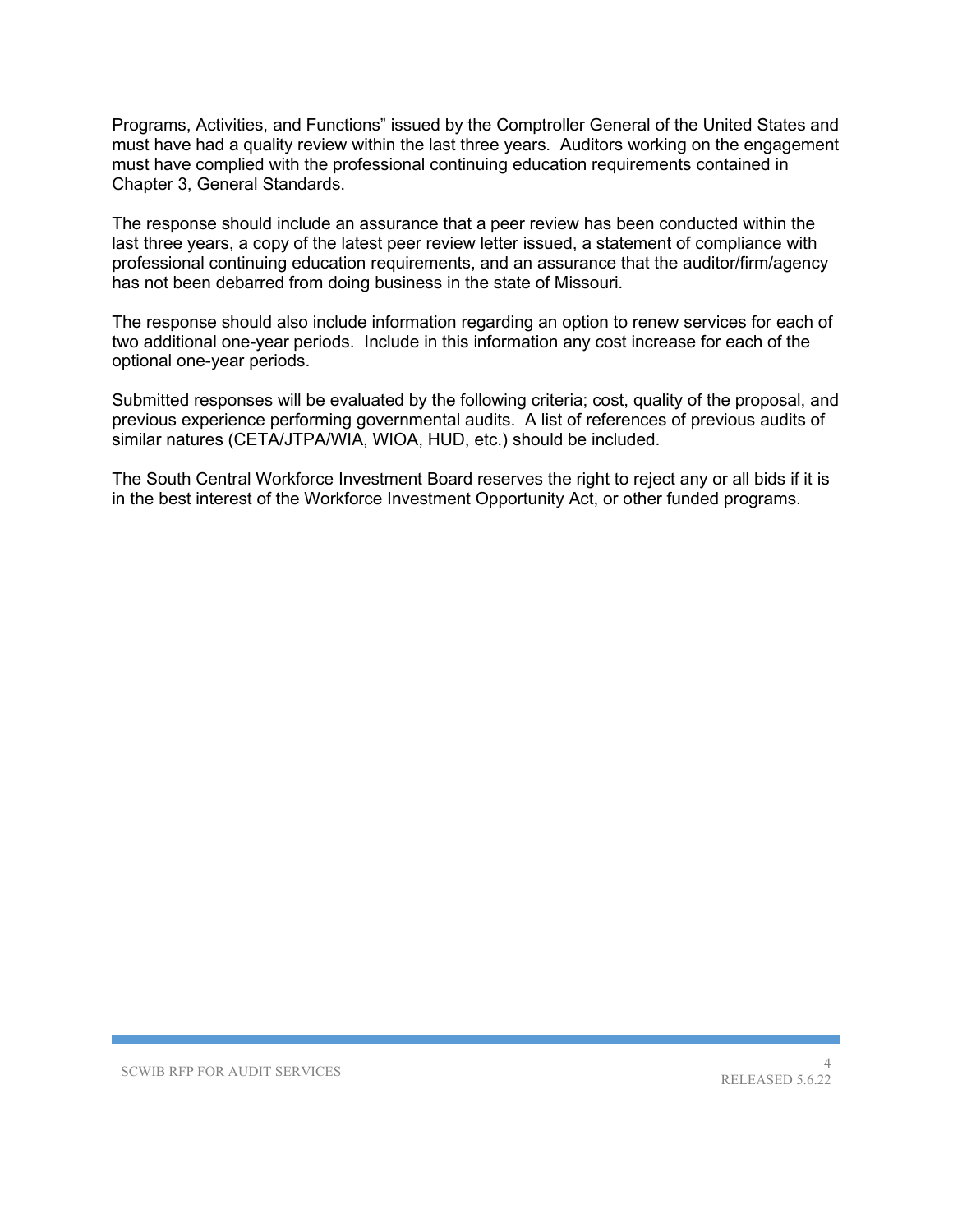Programs, Activities, and Functions" issued by the Comptroller General of the United States and must have had a quality review within the last three years. Auditors working on the engagement must have complied with the professional continuing education requirements contained in Chapter 3, General Standards.

The response should include an assurance that a peer review has been conducted within the last three years, a copy of the latest peer review letter issued, a statement of compliance with professional continuing education requirements, and an assurance that the auditor/firm/agency has not been debarred from doing business in the state of Missouri.

The response should also include information regarding an option to renew services for each of two additional one-year periods. Include in this information any cost increase for each of the optional one-year periods.

Submitted responses will be evaluated by the following criteria; cost, quality of the proposal, and previous experience performing governmental audits. A list of references of previous audits of similar natures (CETA/JTPA/WIA, WIOA, HUD, etc.) should be included.

The South Central Workforce Investment Board reserves the right to reject any or all bids if it is in the best interest of the Workforce Investment Opportunity Act, or other funded programs.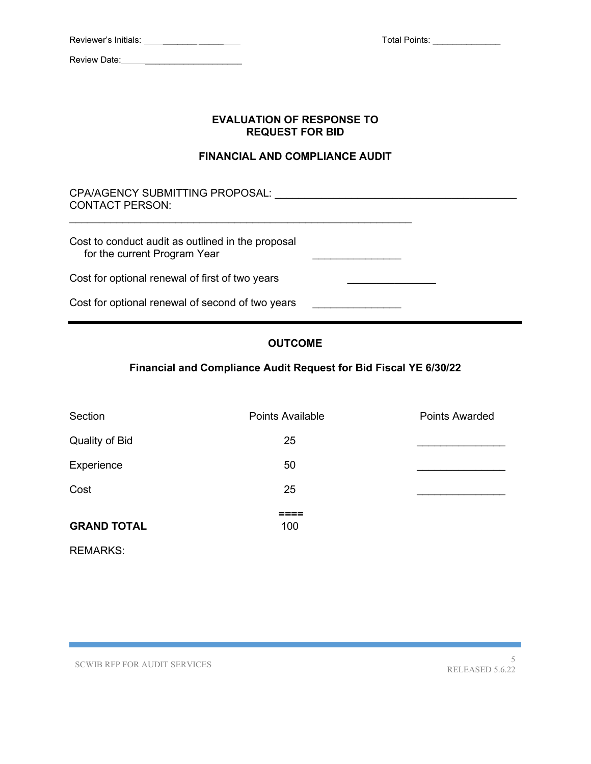Reviewer's Initials: ________________ Total Points: ______________

Review Date: ________________________

## EVALUATION OF RESPONSE TO REQUEST FOR BID

## FINANCIAL AND COMPLIANCE AUDIT

CPA/AGENCY SUBMITTING PROPOSAL: ____________________________________________
CONTACT PERSON:
_______________________________________________________________

Cost to conduct audit as outlined in the proposal for the current Program Year ________________

Cost for optional renewal of first of two years ________________

Cost for optional renewal of second of two years ________________

---

## OUTCOME

### Financial and Compliance Audit Request for Bid Fiscal YE 6/30/22

| Section | Points Available | Points Awarded |
|---|---|---|
| Quality of Bid | 25 | ______________ |
| Experience | 50 | ______________ |
| Cost | 25 | ______________ |
| | ==== | |
| **GRAND TOTAL** | 100 | |

REMARKS: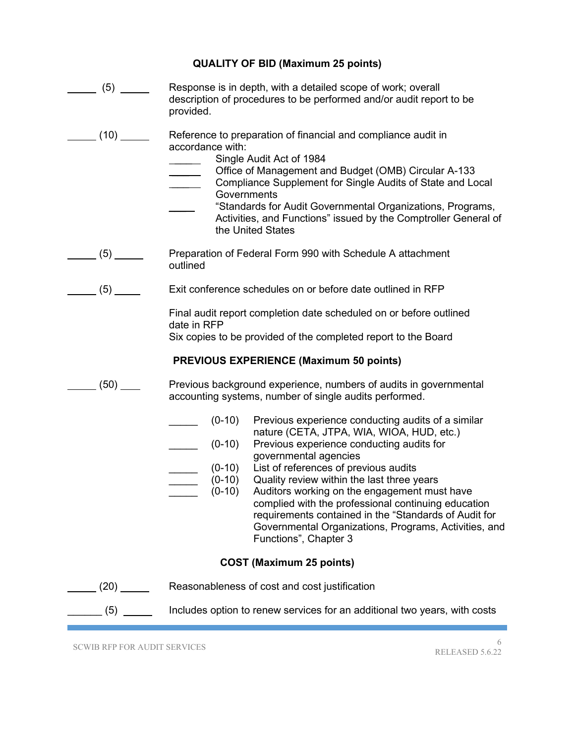## QUALITY OF BID (Maximum 25 points)

_____ (5) _____ Response is in depth, with a detailed scope of work; overall description of procedures to be performed and/or audit report to be provided.

_____ (10) _____ Reference to preparation of financial and compliance audit in accordance with:

- _____ Single Audit Act of 1984
- _____ Office of Management and Budget (OMB) Circular A-133
- _____ Compliance Supplement for Single Audits of State and Local Governments
- _____ "Standards for Audit Governmental Organizations, Programs, Activities, and Functions" issued by the Comptroller General of the United States

_____ (5) _____ Preparation of Federal Form 990 with Schedule A attachment outlined

_____ (5) _____ Exit conference schedules on or before date outlined in RFP

Final audit report completion date scheduled on or before outlined date in RFP
Six copies to be provided of the completed report to the Board

## PREVIOUS EXPERIENCE (Maximum 50 points)

_____ (50) ___ Previous background experience, numbers of audits in governmental accounting systems, number of single audits performed.

- _____ (0-10) Previous experience conducting audits of a similar nature (CETA, JTPA, WIA, WIOA, HUD, etc.)
- _____ (0-10) Previous experience conducting audits for governmental agencies
- _____ (0-10) List of references of previous audits
- _____ (0-10) Quality review within the last three years
- _____ (0-10) Auditors working on the engagement must have complied with the professional continuing education requirements contained in the "Standards of Audit for Governmental Organizations, Programs, Activities, and Functions", Chapter 3

## COST (Maximum 25 points)

_____ (20) _____ Reasonableness of cost and cost justification

______ (5) _____ Includes option to renew services for an additional two years, with costs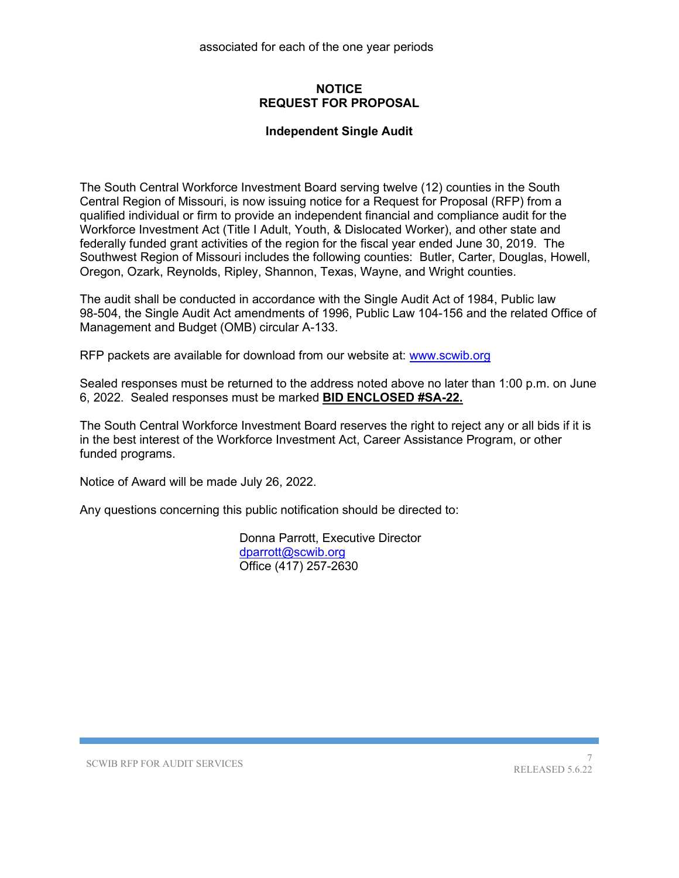associated for each of the one year periods

**NOTICE**
**REQUEST FOR PROPOSAL**

**Independent Single Audit**

The South Central Workforce Investment Board serving twelve (12) counties in the South Central Region of Missouri, is now issuing notice for a Request for Proposal (RFP) from a qualified individual or firm to provide an independent financial and compliance audit for the Workforce Investment Act (Title I Adult, Youth, & Dislocated Worker), and other state and federally funded grant activities of the region for the fiscal year ended June 30, 2019. The Southwest Region of Missouri includes the following counties: Butler, Carter, Douglas, Howell, Oregon, Ozark, Reynolds, Ripley, Shannon, Texas, Wayne, and Wright counties.

The audit shall be conducted in accordance with the Single Audit Act of 1984, Public law 98-504, the Single Audit Act amendments of 1996, Public Law 104-156 and the related Office of Management and Budget (OMB) circular A-133.

RFP packets are available for download from our website at: www.scwib.org

Sealed responses must be returned to the address noted above no later than 1:00 p.m. on June 6, 2022. Sealed responses must be marked **BID ENCLOSED #SA-22.**

The South Central Workforce Investment Board reserves the right to reject any or all bids if it is in the best interest of the Workforce Investment Act, Career Assistance Program, or other funded programs.

Notice of Award will be made July 26, 2022.

Any questions concerning this public notification should be directed to:

Donna Parrott, Executive Director
dparrott@scwib.org
Office (417) 257-2630